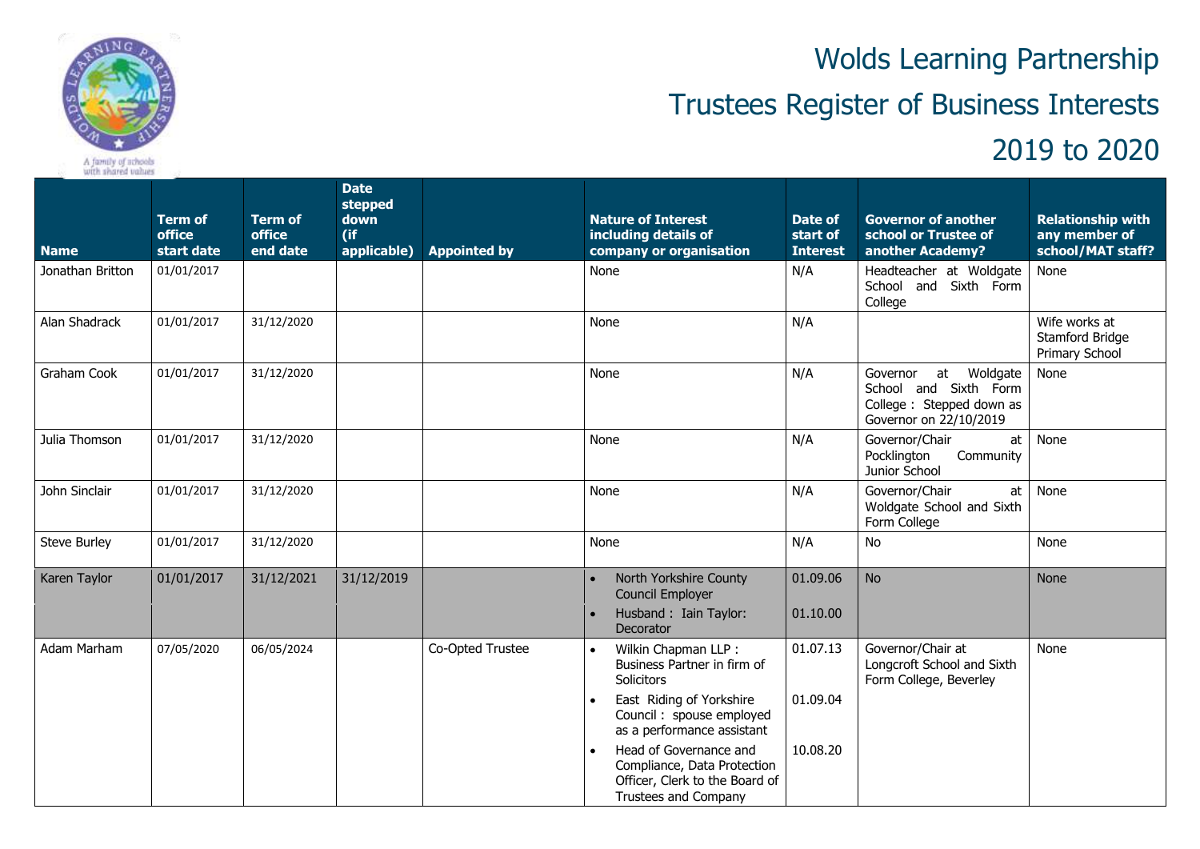# Wolds Learning Partnership

# Trustees Register of Business Interests

# 2019 to 2020

| Name | Term of office start date | Term of office end date | Date stepped down (if applicable) | Appointed by | Nature of Interest including details of company or organisation | Date of start of Interest | Governor of another school or Trustee of another Academy? | Relationship with any member of school/MAT staff? |
|---|---|---|---|---|---|---|---|---|
| Jonathan Britton | 01/01/2017 | | | | None | N/A | Headteacher at Woldgate School and Sixth Form College | None |
| Alan Shadrack | 01/01/2017 | 31/12/2020 | | | None | N/A | | Wife works at Stamford Bridge Primary School |
| Graham Cook | 01/01/2017 | 31/12/2020 | | | None | N/A | Governor at Woldgate School and Sixth Form College : Stepped down as Governor on 22/10/2019 | None |
| Julia Thomson | 01/01/2017 | 31/12/2020 | | | None | N/A | Governor/Chair at Pocklington Community Junior School | None |
| John Sinclair | 01/01/2017 | 31/12/2020 | | | None | N/A | Governor/Chair at Woldgate School and Sixth Form College | None |
| Steve Burley | 01/01/2017 | 31/12/2020 | | | None | N/A | No | None |
| Karen Taylor | 01/01/2017 | 31/12/2021 | 31/12/2019 | | • North Yorkshire County Council Employer<br>• Husband : Iain Taylor: Decorator | 01.09.06<br>01.10.00 | No | None |
| Adam Marham | 07/05/2020 | 06/05/2024 | | Co-Opted Trustee | • Wilkin Chapman LLP : Business Partner in firm of Solicitors<br>• East Riding of Yorkshire Council : spouse employed as a performance assistant<br>• Head of Governance and Compliance, Data Protection Officer, Clerk to the Board of Trustees and Company | 01.07.13<br>01.09.04<br>10.08.20 | Governor/Chair at Longcroft School and Sixth Form College, Beverley | None |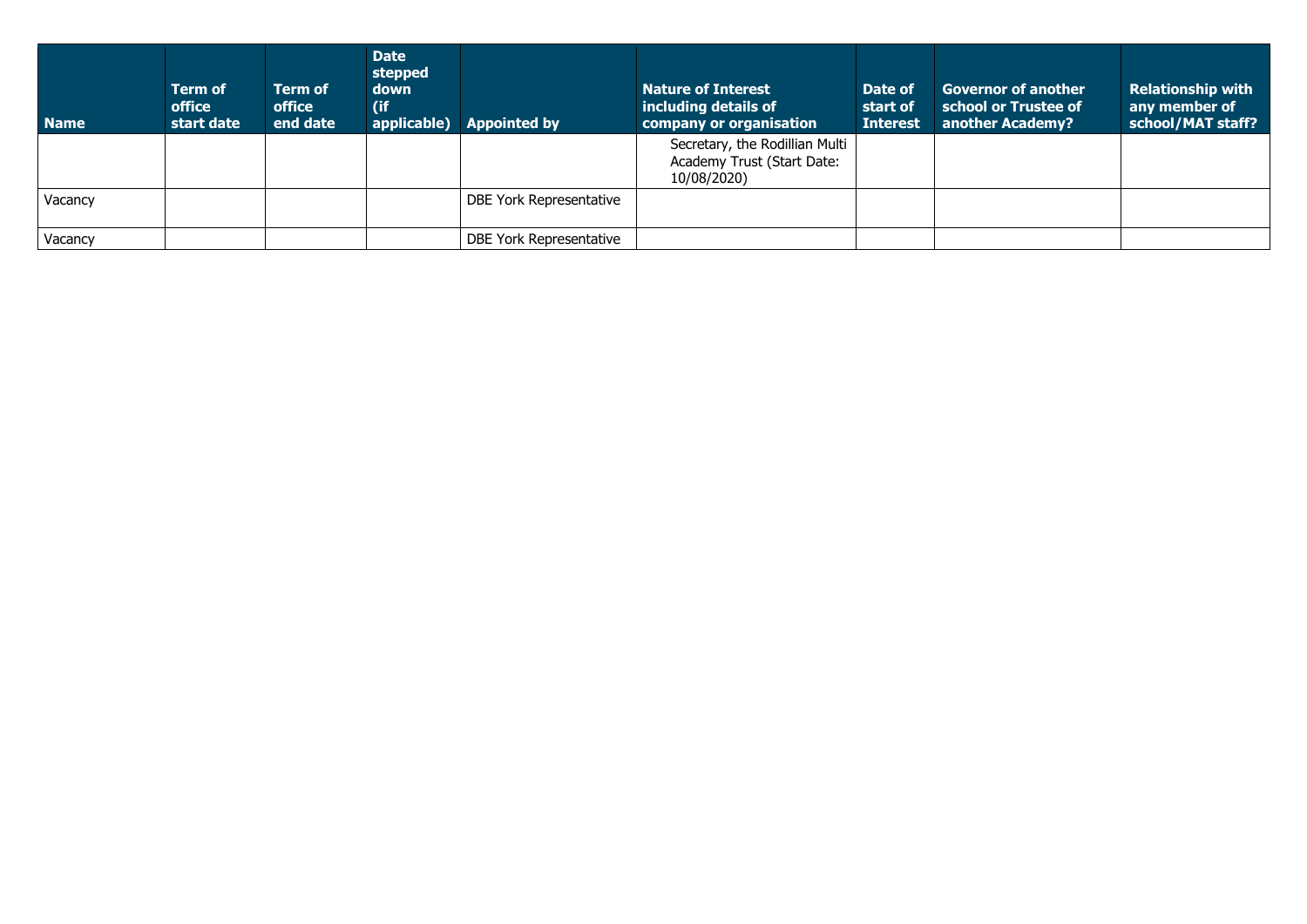| Name | Term of office start date | Term of office end date | Date stepped down (if applicable) | Appointed by | Nature of Interest including details of company or organisation | Date of start of Interest | Governor of another school or Trustee of another Academy? | Relationship with any member of school/MAT staff? |
|---|---|---|---|---|---|---|---|---|
| | | | | | Secretary, the Rodillian Multi Academy Trust (Start Date: 10/08/2020) | | | |
| Vacancy | | | | DBE York Representative | | | | |
| Vacancy | | | | DBE York Representative | | | | |